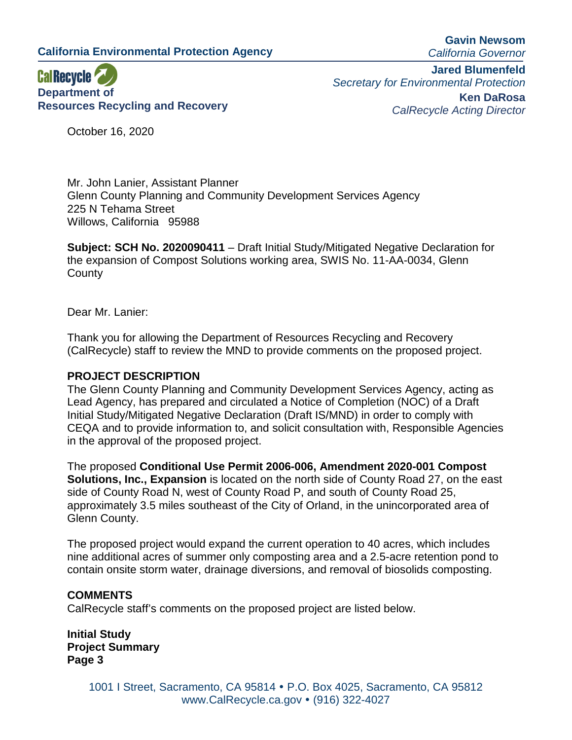**California Environmental Protection Agency**

**CalRecycle**
**Department of Resources Recycling and Recovery**

**Gavin Newsom**
*California Governor*

**Jared Blumenfeld**
*Secretary for Environmental Protection*

**Ken DaRosa**
*CalRecycle Acting Director*

October 16, 2020

Mr. John Lanier, Assistant Planner
Glenn County Planning and Community Development Services Agency
225 N Tehama Street
Willows, California 95988

**Subject: SCH No. 2020090411** – Draft Initial Study/Mitigated Negative Declaration for the expansion of Compost Solutions working area, SWIS No. 11-AA-0034, Glenn County

Dear Mr. Lanier:

Thank you for allowing the Department of Resources Recycling and Recovery (CalRecycle) staff to review the MND to provide comments on the proposed project.

**PROJECT DESCRIPTION**

The Glenn County Planning and Community Development Services Agency, acting as Lead Agency, has prepared and circulated a Notice of Completion (NOC) of a Draft Initial Study/Mitigated Negative Declaration (Draft IS/MND) in order to comply with CEQA and to provide information to, and solicit consultation with, Responsible Agencies in the approval of the proposed project.

The proposed **Conditional Use Permit 2006-006, Amendment 2020-001 Compost Solutions, Inc., Expansion** is located on the north side of County Road 27, on the east side of County Road N, west of County Road P, and south of County Road 25, approximately 3.5 miles southeast of the City of Orland, in the unincorporated area of Glenn County.

The proposed project would expand the current operation to 40 acres, which includes nine additional acres of summer only composting area and a 2.5-acre retention pond to contain onsite storm water, drainage diversions, and removal of biosolids composting.

**COMMENTS**

CalRecycle staff's comments on the proposed project are listed below.

**Initial Study**
**Project Summary**
**Page 3**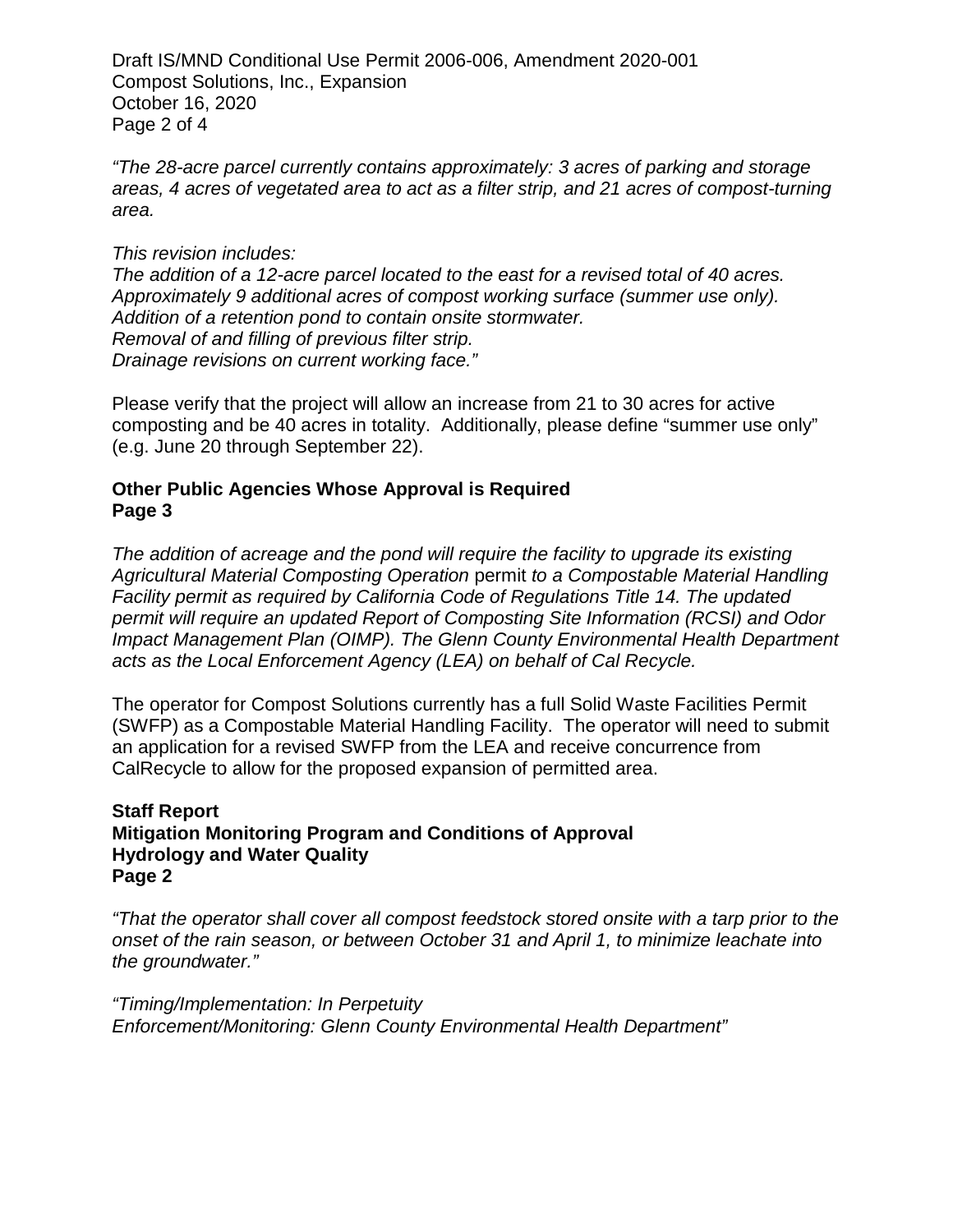*"The 28-acre parcel currently contains approximately: 3 acres of parking and storage areas, 4 acres of vegetated area to act as a filter strip, and 21 acres of compost-turning area.*

*This revision includes:*
*The addition of a 12-acre parcel located to the east for a revised total of 40 acres.*
*Approximately 9 additional acres of compost working surface (summer use only).*
*Addition of a retention pond to contain onsite stormwater.*
*Removal of and filling of previous filter strip.*
*Drainage revisions on current working face."*

Please verify that the project will allow an increase from 21 to 30 acres for active composting and be 40 acres in totality. Additionally, please define "summer use only" (e.g. June 20 through September 22).

**Other Public Agencies Whose Approval is Required**
**Page 3**

*The addition of acreage and the pond will require the facility to upgrade its existing Agricultural Material Composting Operation* permit *to a Compostable Material Handling Facility permit as required by California Code of Regulations Title 14. The updated permit will require an updated Report of Composting Site Information (RCSI) and Odor Impact Management Plan (OIMP). The Glenn County Environmental Health Department acts as the Local Enforcement Agency (LEA) on behalf of Cal Recycle.*

The operator for Compost Solutions currently has a full Solid Waste Facilities Permit (SWFP) as a Compostable Material Handling Facility. The operator will need to submit an application for a revised SWFP from the LEA and receive concurrence from CalRecycle to allow for the proposed expansion of permitted area.

**Staff Report**
**Mitigation Monitoring Program and Conditions of Approval**
**Hydrology and Water Quality**
**Page 2**

*"That the operator shall cover all compost feedstock stored onsite with a tarp prior to the onset of the rain season, or between October 31 and April 1, to minimize leachate into the groundwater."*

*"Timing/Implementation: In Perpetuity*
*Enforcement/Monitoring: Glenn County Environmental Health Department"*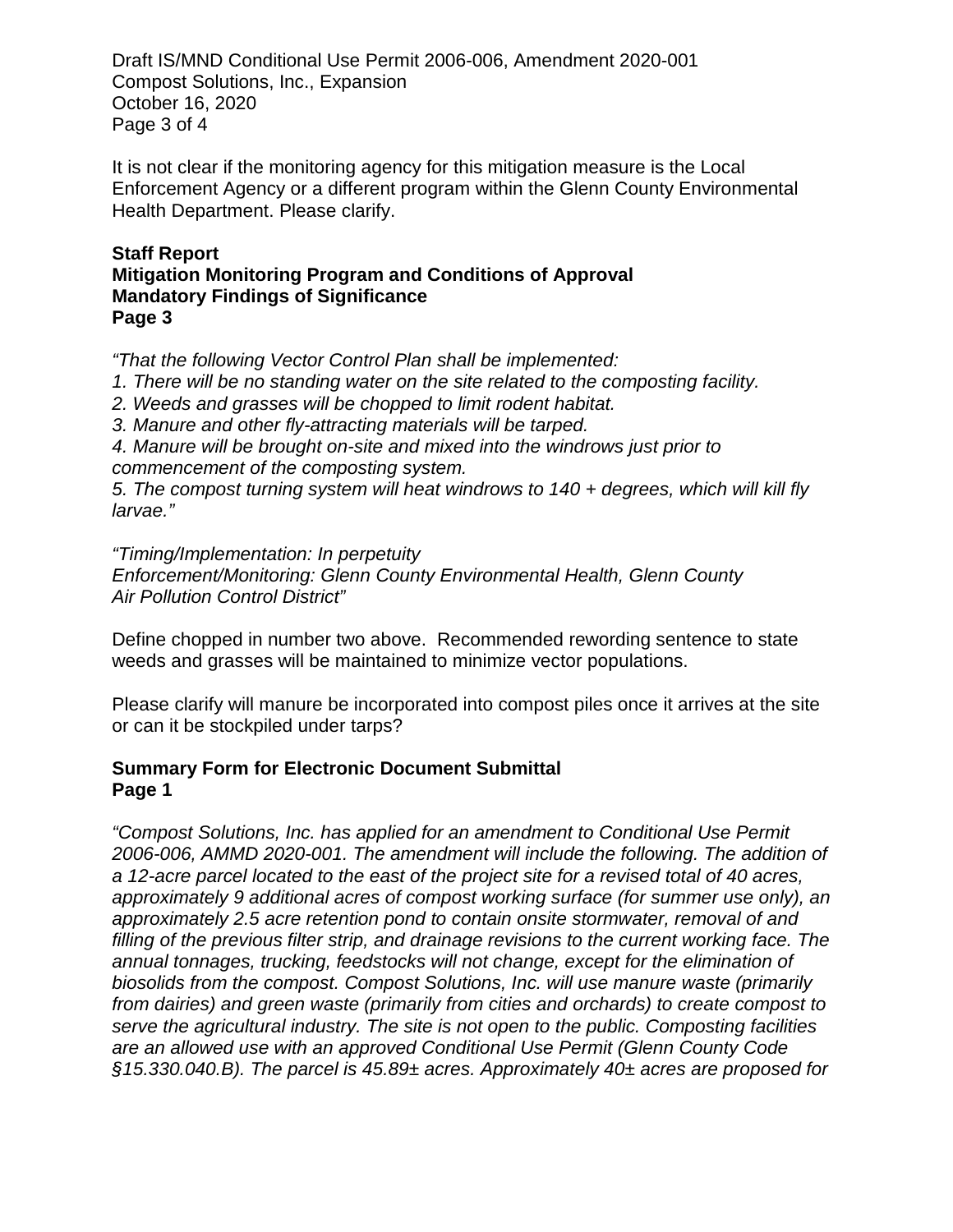It is not clear if the monitoring agency for this mitigation measure is the Local Enforcement Agency or a different program within the Glenn County Environmental Health Department. Please clarify.

**Staff Report**
**Mitigation Monitoring Program and Conditions of Approval**
**Mandatory Findings of Significance**
**Page 3**

*"That the following Vector Control Plan shall be implemented:*
*1. There will be no standing water on the site related to the composting facility.*
*2. Weeds and grasses will be chopped to limit rodent habitat.*
*3. Manure and other fly-attracting materials will be tarped.*
*4. Manure will be brought on-site and mixed into the windrows just prior to commencement of the composting system.*
*5. The compost turning system will heat windrows to 140 + degrees, which will kill fly larvae."*

*"Timing/Implementation: In perpetuity*
*Enforcement/Monitoring: Glenn County Environmental Health, Glenn County Air Pollution Control District"*

Define chopped in number two above. Recommended rewording sentence to state weeds and grasses will be maintained to minimize vector populations.

Please clarify will manure be incorporated into compost piles once it arrives at the site or can it be stockpiled under tarps?

**Summary Form for Electronic Document Submittal**
**Page 1**

*"Compost Solutions, Inc. has applied for an amendment to Conditional Use Permit 2006-006, AMMD 2020-001. The amendment will include the following. The addition of a 12-acre parcel located to the east of the project site for a revised total of 40 acres, approximately 9 additional acres of compost working surface (for summer use only), an approximately 2.5 acre retention pond to contain onsite stormwater, removal of and filling of the previous filter strip, and drainage revisions to the current working face. The annual tonnages, trucking, feedstocks will not change, except for the elimination of biosolids from the compost. Compost Solutions, Inc. will use manure waste (primarily from dairies) and green waste (primarily from cities and orchards) to create compost to serve the agricultural industry. The site is not open to the public. Composting facilities are an allowed use with an approved Conditional Use Permit (Glenn County Code §15.330.040.B). The parcel is 45.89± acres. Approximately 40± acres are proposed for*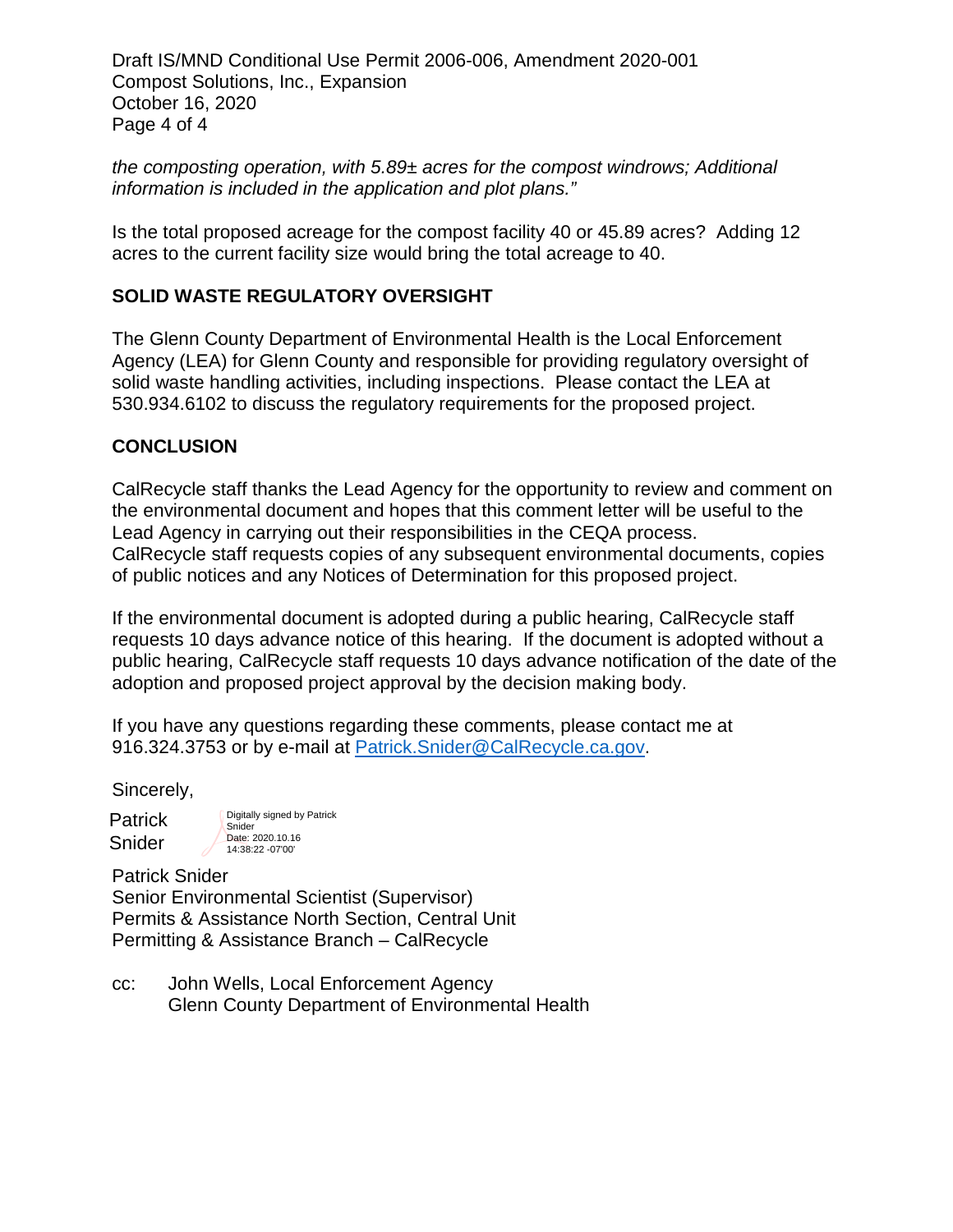*the composting operation, with 5.89± acres for the compost windrows; Additional information is included in the application and plot plans."*

Is the total proposed acreage for the compost facility 40 or 45.89 acres? Adding 12 acres to the current facility size would bring the total acreage to 40.

**SOLID WASTE REGULATORY OVERSIGHT**

The Glenn County Department of Environmental Health is the Local Enforcement Agency (LEA) for Glenn County and responsible for providing regulatory oversight of solid waste handling activities, including inspections. Please contact the LEA at 530.934.6102 to discuss the regulatory requirements for the proposed project.

**CONCLUSION**

CalRecycle staff thanks the Lead Agency for the opportunity to review and comment on the environmental document and hopes that this comment letter will be useful to the Lead Agency in carrying out their responsibilities in the CEQA process. CalRecycle staff requests copies of any subsequent environmental documents, copies of public notices and any Notices of Determination for this proposed project.

If the environmental document is adopted during a public hearing, CalRecycle staff requests 10 days advance notice of this hearing. If the document is adopted without a public hearing, CalRecycle staff requests 10 days advance notification of the date of the adoption and proposed project approval by the decision making body.

If you have any questions regarding these comments, please contact me at 916.324.3753 or by e-mail at Patrick.Snider@CalRecycle.ca.gov.

Sincerely,

Patrick Snider

Digitally signed by Patrick Snider
Date: 2020.10.16 14:38:22 -07'00'

Patrick Snider
Senior Environmental Scientist (Supervisor)
Permits & Assistance North Section, Central Unit
Permitting & Assistance Branch – CalRecycle

cc: John Wells, Local Enforcement Agency
Glenn County Department of Environmental Health